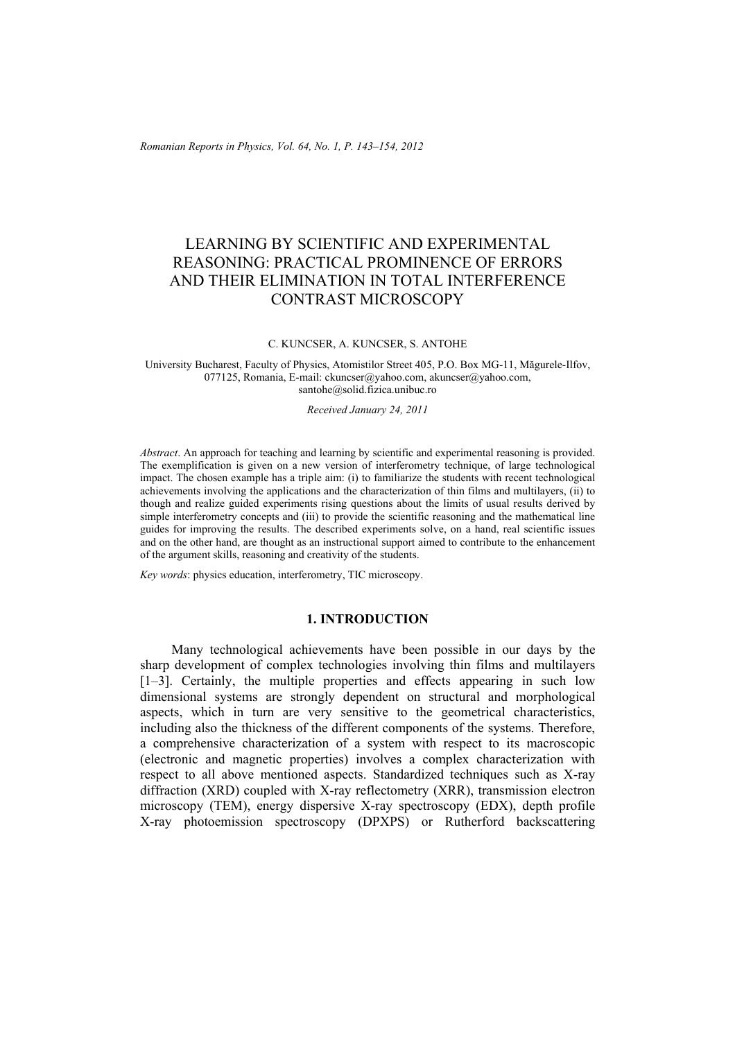# LEARNING BY SCIENTIFIC AND EXPERIMENTAL REASONING: PRACTICAL PROMINENCE OF ERRORS AND THEIR ELIMINATION IN TOTAL INTERFERENCE CONTRAST MICROSCOPY

C. KUNCSER, A. KUNCSER, S. ANTOHE

University Bucharest, Faculty of Physics, Atomistilor Street 405, P.O. Box MG-11, Măgurele-Ilfov, 077125, Romania, E-mail: ckuncser@yahoo.com, akuncser@yahoo.com, santohe@solid.fizica.unibuc.ro

*Received January 24, 2011*

*Abstract*. An approach for teaching and learning by scientific and experimental reasoning is provided. The exemplification is given on a new version of interferometry technique, of large technological impact. The chosen example has a triple aim: (i) to familiarize the students with recent technological achievements involving the applications and the characterization of thin films and multilayers, (ii) to though and realize guided experiments rising questions about the limits of usual results derived by simple interferometry concepts and (iii) to provide the scientific reasoning and the mathematical line guides for improving the results. The described experiments solve, on a hand, real scientific issues and on the other hand, are thought as an instructional support aimed to contribute to the enhancement of the argument skills, reasoning and creativity of the students.

*Key words*: physics education, interferometry, TIC microscopy.

## 1. INTRODUCTION

Many technological achievements have been possible in our days by the sharp development of complex technologies involving thin films and multilayers [1–3]. Certainly, the multiple properties and effects appearing in such low dimensional systems are strongly dependent on structural and morphological aspects, which in turn are very sensitive to the geometrical characteristics, including also the thickness of the different components of the systems. Therefore, a comprehensive characterization of a system with respect to its macroscopic (electronic and magnetic properties) involves a complex characterization with respect to all above mentioned aspects. Standardized techniques such as X-ray diffraction (XRD) coupled with X-ray reflectometry (XRR), transmission electron microscopy (TEM), energy dispersive X-ray spectroscopy (EDX), depth profile X-ray photoemission spectroscopy (DPXPS) or Rutherford backscattering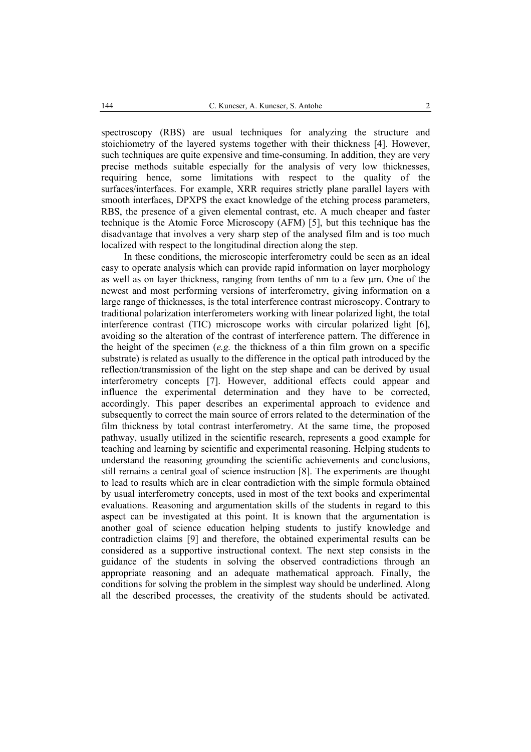spectroscopy (RBS) are usual techniques for analyzing the structure and stoichiometry of the layered systems together with their thickness [4]. However, such techniques are quite expensive and time-consuming. In addition, they are very precise methods suitable especially for the analysis of very low thicknesses, requiring hence, some limitations with respect to the quality of the surfaces/interfaces. For example, XRR requires strictly plane parallel layers with smooth interfaces, DPXPS the exact knowledge of the etching process parameters, RBS, the presence of a given elemental contrast, etc. A much cheaper and faster technique is the Atomic Force Microscopy (AFM) [5], but this technique has the disadvantage that involves a very sharp step of the analysed film and is too much localized with respect to the longitudinal direction along the step.

In these conditions, the microscopic interferometry could be seen as an ideal easy to operate analysis which can provide rapid information on layer morphology as well as on layer thickness, ranging from tenths of nm to a few μm. One of the newest and most performing versions of interferometry, giving information on a large range of thicknesses, is the total interference contrast microscopy. Contrary to traditional polarization interferometers working with linear polarized light, the total interference contrast (TIC) microscope works with circular polarized light [6], avoiding so the alteration of the contrast of interference pattern. The difference in the height of the specimen (*e.g.* the thickness of a thin film grown on a specific substrate) is related as usually to the difference in the optical path introduced by the reflection/transmission of the light on the step shape and can be derived by usual interferometry concepts [7]. However, additional effects could appear and influence the experimental determination and they have to be corrected, accordingly. This paper describes an experimental approach to evidence and subsequently to correct the main source of errors related to the determination of the film thickness by total contrast interferometry. At the same time, the proposed pathway, usually utilized in the scientific research, represents a good example for teaching and learning by scientific and experimental reasoning. Helping students to understand the reasoning grounding the scientific achievements and conclusions, still remains a central goal of science instruction [8]. The experiments are thought to lead to results which are in clear contradiction with the simple formula obtained by usual interferometry concepts, used in most of the text books and experimental evaluations. Reasoning and argumentation skills of the students in regard to this aspect can be investigated at this point. It is known that the argumentation is another goal of science education helping students to justify knowledge and contradiction claims [9] and therefore, the obtained experimental results can be considered as a supportive instructional context. The next step consists in the guidance of the students in solving the observed contradictions through an appropriate reasoning and an adequate mathematical approach. Finally, the conditions for solving the problem in the simplest way should be underlined. Along all the described processes, the creativity of the students should be activated.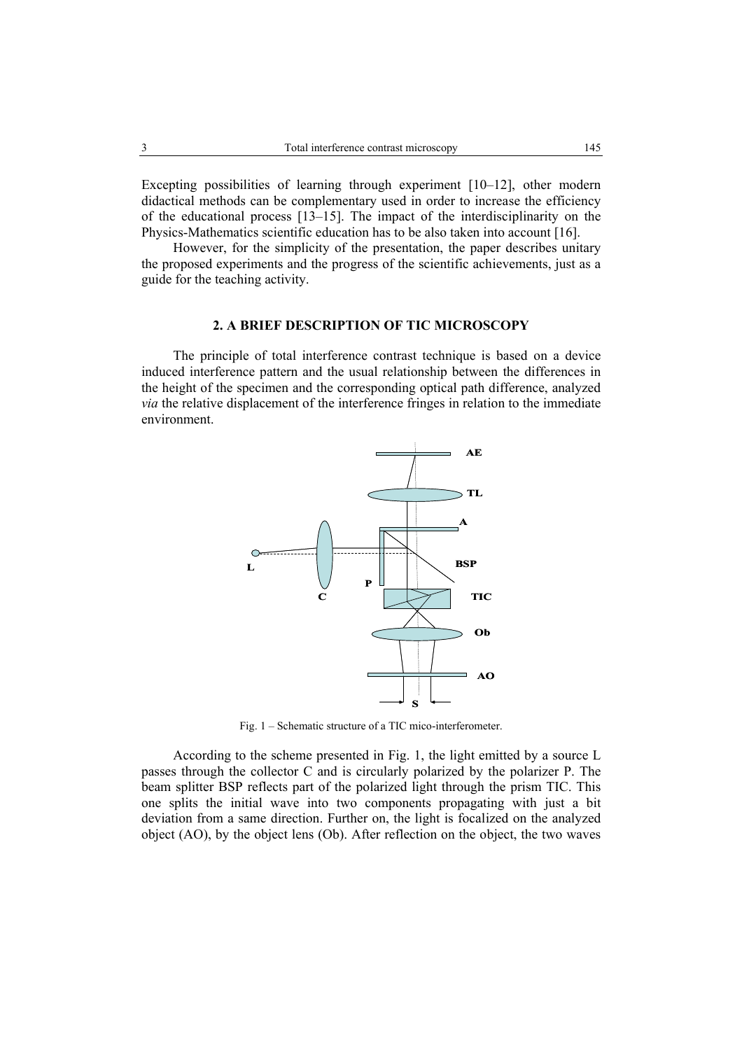Excepting possibilities of learning through experiment [10–12], other modern didactical methods can be complementary used in order to increase the efficiency of the educational process [13–15]. The impact of the interdisciplinarity on the Physics-Mathematics scientific education has to be also taken into account [16].

However, for the simplicity of the presentation, the paper describes unitary the proposed experiments and the progress of the scientific achievements, just as a guide for the teaching activity.

## 2. A BRIEF DESCRIPTION OF TIC MICROSCOPY

The principle of total interference contrast technique is based on a device induced interference pattern and the usual relationship between the differences in the height of the specimen and the corresponding optical path difference, analyzed *via* the relative displacement of the interference fringes in relation to the immediate environment.

AE

TL

A

BSP

L

P

C

TIC

Ob

AO

S

Fig. 1 – Schematic structure of a TIC mico-interferometer.

According to the scheme presented in Fig. 1, the light emitted by a source L passes through the collector C and is circularly polarized by the polarizer P. The beam splitter BSP reflects part of the polarized light through the prism TIC. This one splits the initial wave into two components propagating with just a bit deviation from a same direction. Further on, the light is focalized on the analyzed object (AO), by the object lens (Ob). After reflection on the object, the two waves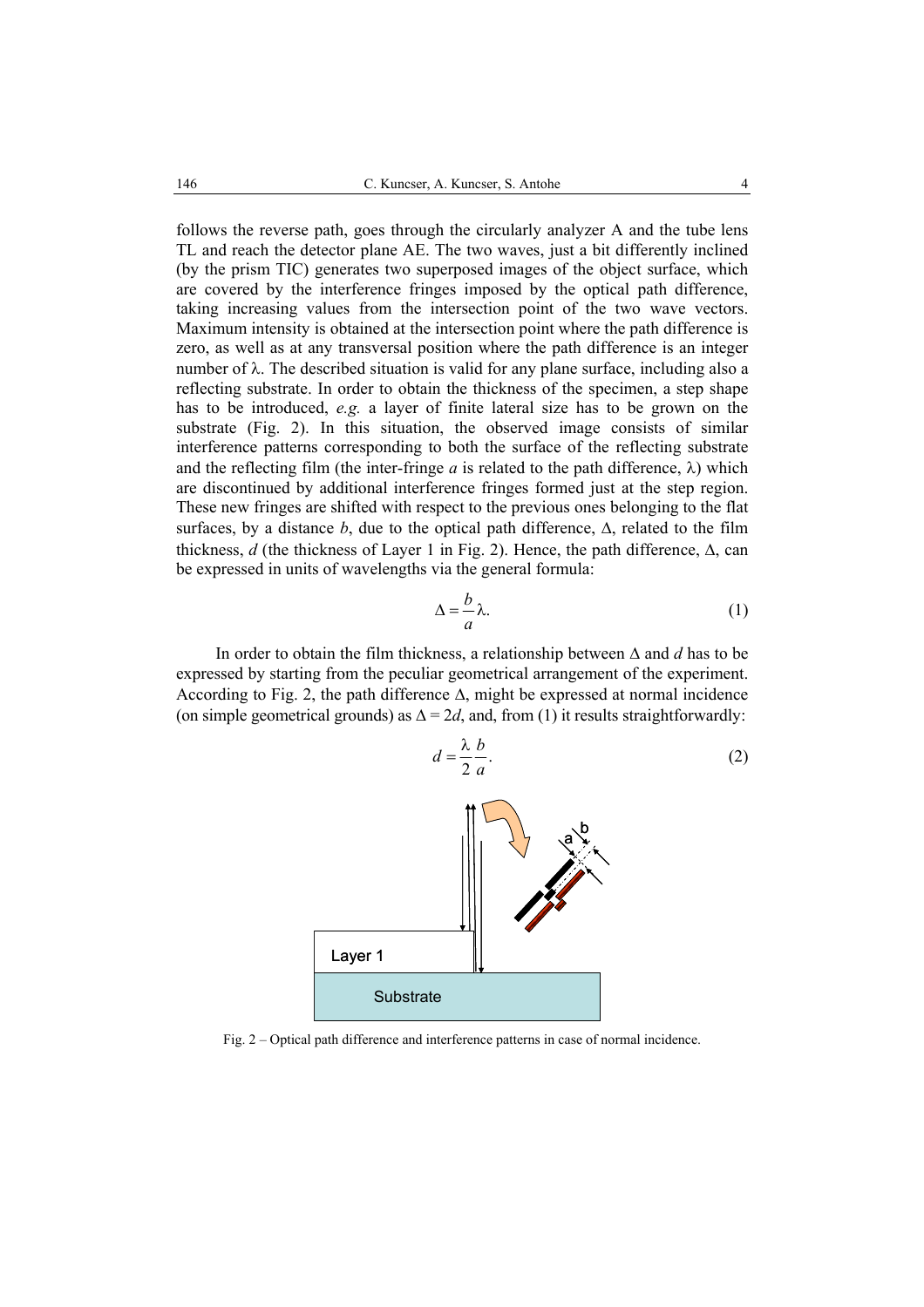follows the reverse path, goes through the circularly analyzer A and the tube lens TL and reach the detector plane AE. The two waves, just a bit differently inclined (by the prism TIC) generates two superposed images of the object surface, which are covered by the interference fringes imposed by the optical path difference, taking increasing values from the intersection point of the two wave vectors. Maximum intensity is obtained at the intersection point where the path difference is zero, as well as at any transversal position where the path difference is an integer number of λ. The described situation is valid for any plane surface, including also a reflecting substrate. In order to obtain the thickness of the specimen, a step shape has to be introduced, *e.g.* a layer of finite lateral size has to be grown on the substrate (Fig. 2). In this situation, the observed image consists of similar interference patterns corresponding to both the surface of the reflecting substrate and the reflecting film (the inter-fringe $a$ is related to the path difference, λ) which are discontinued by additional interference fringes formed just at the step region. These new fringes are shifted with respect to the previous ones belonging to the flat surfaces, by a distance $b$, due to the optical path difference, Δ, related to the film thickness, $d$ (the thickness of Layer 1 in Fig. 2). Hence, the path difference, Δ, can be expressed in units of wavelengths via the general formula:

$$\Delta = \frac{b}{a}\lambda. \tag{1}$$

In order to obtain the film thickness, a relationship between Δ and $d$ has to be expressed by starting from the peculiar geometrical arrangement of the experiment. According to Fig. 2, the path difference Δ, might be expressed at normal incidence (on simple geometrical grounds) as $\Delta = 2d$, and, from (1) it results straightforwardly:

$$d = \frac{\lambda}{2}\frac{b}{a}. \tag{2}$$

a
b
Layer 1
Substrate

Fig. 2 – Optical path difference and interference patterns in case of normal incidence.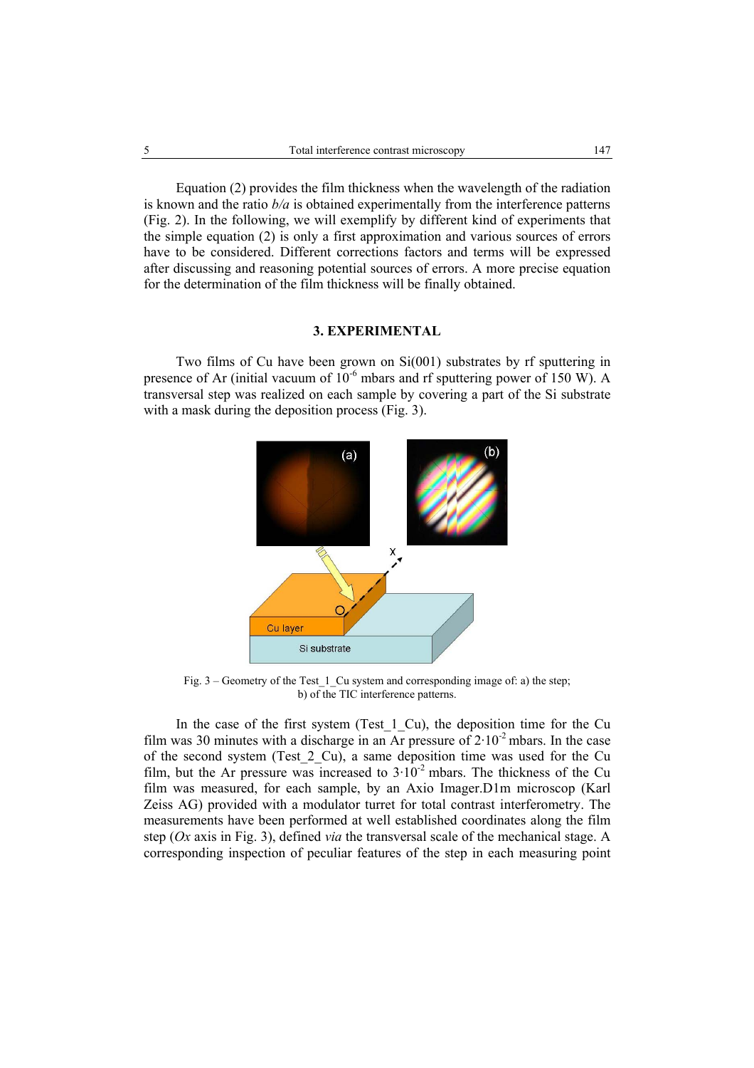Equation (2) provides the film thickness when the wavelength of the radiation is known and the ratio $b/a$ is obtained experimentally from the interference patterns (Fig. 2). In the following, we will exemplify by different kind of experiments that the simple equation (2) is only a first approximation and various sources of errors have to be considered. Different corrections factors and terms will be expressed after discussing and reasoning potential sources of errors. A more precise equation for the determination of the film thickness will be finally obtained.

## 3. EXPERIMENTAL

Two films of Cu have been grown on Si(001) substrates by rf sputtering in presence of Ar (initial vacuum of $10^{-6}$ mbars and rf sputtering power of 150 W). A transversal step was realized on each sample by covering a part of the Si substrate with a mask during the deposition process (Fig. 3).

(a)

(b)

X

O

Cu layer

Si substrate

Fig. 3 – Geometry of the Test_1_Cu system and corresponding image of: a) the step; b) of the TIC interference patterns.

In the case of the first system (Test_1_Cu), the deposition time for the Cu film was 30 minutes with a discharge in an Ar pressure of $2 \cdot 10^{-2}$ mbars. In the case of the second system (Test_2_Cu), a same deposition time was used for the Cu film, but the Ar pressure was increased to $3 \cdot 10^{-2}$ mbars. The thickness of the Cu film was measured, for each sample, by an Axio Imager.D1m microscop (Karl Zeiss AG) provided with a modulator turret for total contrast interferometry. The measurements have been performed at well established coordinates along the film step (*Ox* axis in Fig. 3), defined *via* the transversal scale of the mechanical stage. A corresponding inspection of peculiar features of the step in each measuring point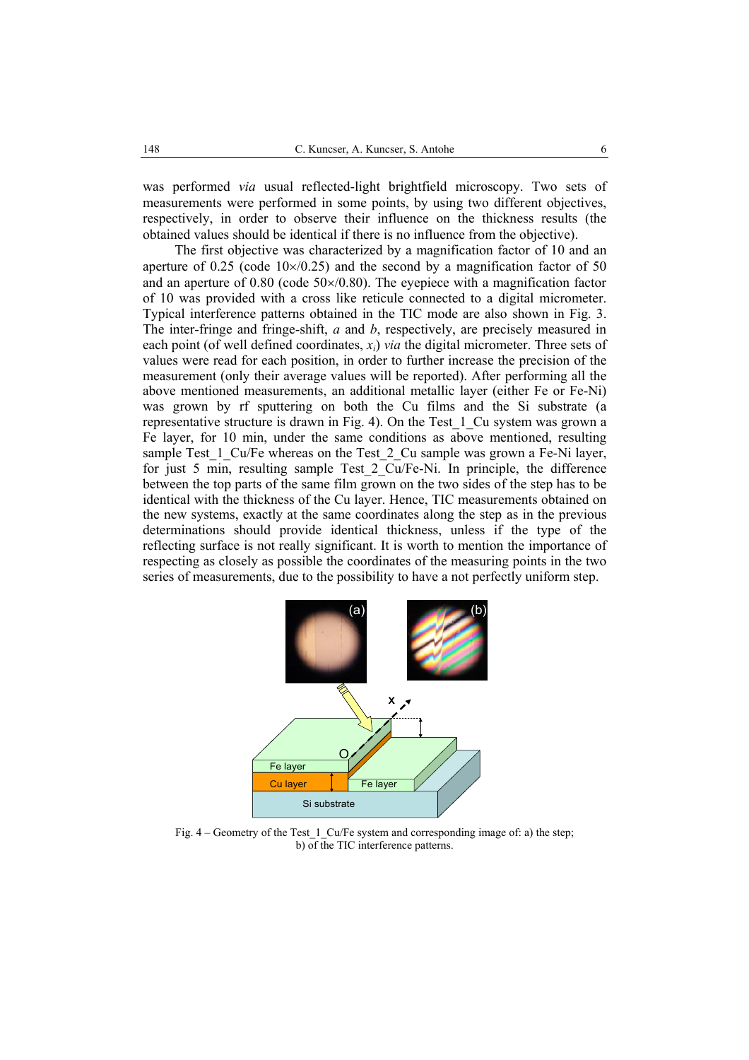was performed *via* usual reflected-light brightfield microscopy. Two sets of measurements were performed in some points, by using two different objectives, respectively, in order to observe their influence on the thickness results (the obtained values should be identical if there is no influence from the objective).

The first objective was characterized by a magnification factor of 10 and an aperture of 0.25 (code 10×/0.25) and the second by a magnification factor of 50 and an aperture of 0.80 (code 50×/0.80). The eyepiece with a magnification factor of 10 was provided with a cross like reticule connected to a digital micrometer. Typical interference patterns obtained in the TIC mode are also shown in Fig. 3. The inter-fringe and fringe-shift, *a* and *b*, respectively, are precisely measured in each point (of well defined coordinates, $x_i$) *via* the digital micrometer. Three sets of values were read for each position, in order to further increase the precision of the measurement (only their average values will be reported). After performing all the above mentioned measurements, an additional metallic layer (either Fe or Fe-Ni) was grown by rf sputtering on both the Cu films and the Si substrate (a representative structure is drawn in Fig. 4). On the Test_1_Cu system was grown a Fe layer, for 10 min, under the same conditions as above mentioned, resulting sample Test_1_Cu/Fe whereas on the Test_2_Cu sample was grown a Fe-Ni layer, for just 5 min, resulting sample Test_2_Cu/Fe-Ni. In principle, the difference between the top parts of the same film grown on the two sides of the step has to be identical with the thickness of the Cu layer. Hence, TIC measurements obtained on the new systems, exactly at the same coordinates along the step as in the previous determinations should provide identical thickness, unless if the type of the reflecting surface is not really significant. It is worth to mention the importance of respecting as closely as possible the coordinates of the measuring points in the two series of measurements, due to the possibility to have a not perfectly uniform step.

(a)

(b)

x

O

Fe layer

Cu layer

Fe layer

Si substrate

Fig. 4 – Geometry of the Test_1_Cu/Fe system and corresponding image of: a) the step; b) of the TIC interference patterns.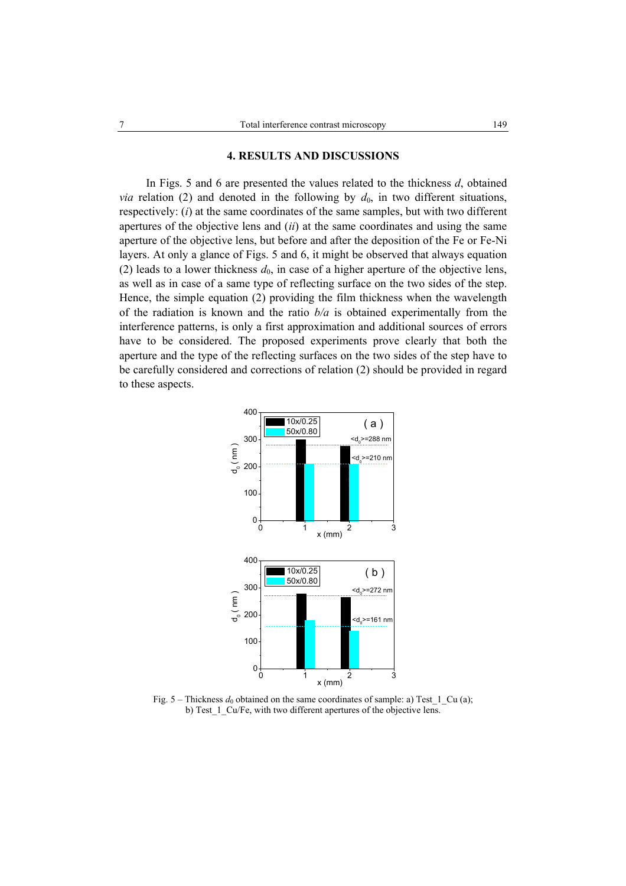## 4. RESULTS AND DISCUSSIONS

In Figs. 5 and 6 are presented the values related to the thickness $d$, obtained *via* relation (2) and denoted in the following by $d_0$, in two different situations, respectively: (*i*) at the same coordinates of the same samples, but with two different apertures of the objective lens and (*ii*) at the same coordinates and using the same aperture of the objective lens, but before and after the deposition of the Fe or Fe-Ni layers. At only a glance of Figs. 5 and 6, it might be observed that always equation (2) leads to a lower thickness $d_0$, in case of a higher aperture of the objective lens, as well as in case of a same type of reflecting surface on the two sides of the step. Hence, the simple equation (2) providing the film thickness when the wavelength of the radiation is known and the ratio $b/a$ is obtained experimentally from the interference patterns, is only a first approximation and additional sources of errors have to be considered. The proposed experiments prove clearly that both the aperture and the type of the reflecting surfaces on the two sides of the step have to be carefully considered and corrections of relation (2) should be provided in regard to these aspects.

(a)
10x/0.25
50x/0.80
$<d_0>$=288 nm
$<d_0>$=210 nm
$d_0$ ( nm )
x (mm)

(b)
10x/0.25
50x/0.80
$<d_0>$=272 nm
$<d_0>$=161 nm
$d_0$ ( nm )
x (mm)

Fig. 5 – Thickness $d_0$ obtained on the same coordinates of sample: a) Test_1_Cu (a); b) Test_1_Cu/Fe, with two different apertures of the objective lens.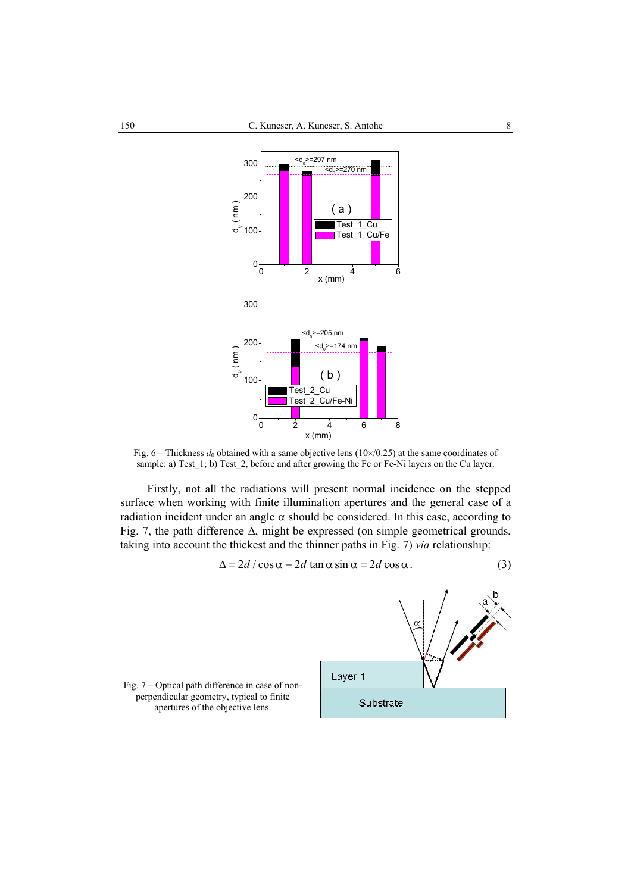Fig. 6 – Thickness $d_0$ obtained with a same objective lens (10×/0.25) at the same coordinates of sample: a) Test_1; b) Test_2, before and after growing the Fe or Fe-Ni layers on the Cu layer.

Firstly, not all the radiations will present normal incidence on the stepped surface when working with finite illumination apertures and the general case of a radiation incident under an angle $\alpha$ should be considered. In this case, according to Fig. 7, the path difference $\Delta$, might be expressed (on simple geometrical grounds, taking into account the thickest and the thinner paths in Fig. 7) *via* relationship:

$$\Delta = 2d / \cos\alpha - 2d \tan\alpha \sin\alpha = 2d \cos\alpha . \tag{3}$$

Fig. 7 – Optical path difference in case of non-perpendicular geometry, typical to finite apertures of the objective lens.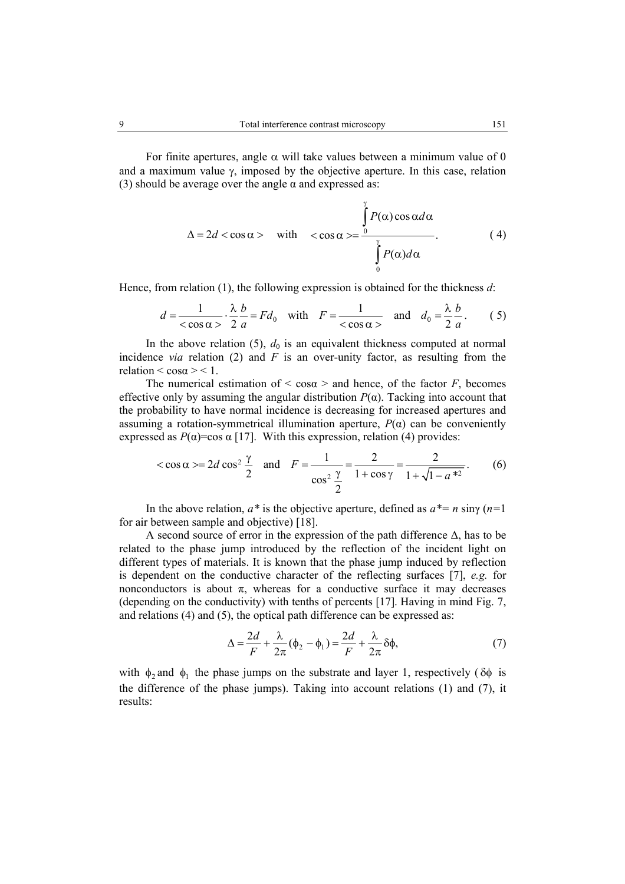For finite apertures, angle $\alpha$ will take values between a minimum value of 0 and a maximum value $\gamma$, imposed by the objective aperture. In this case, relation (3) should be average over the angle $\alpha$ and expressed as:

$$\Delta = 2d < \cos\alpha > \quad \text{with} \quad < \cos\alpha >= \frac{\int_0^\gamma P(\alpha)\cos\alpha d\alpha}{\int_0^\gamma P(\alpha)d\alpha}. \tag{4}$$

Hence, from relation (1), the following expression is obtained for the thickness $d$:

$$d = \frac{1}{< \cos\alpha >} \cdot \frac{\lambda}{2} \frac{b}{a} = Fd_0 \quad \text{with} \quad F = \frac{1}{< \cos\alpha >} \quad \text{and} \quad d_0 = \frac{\lambda}{2} \frac{b}{a}. \tag{5}$$

In the above relation (5), $d_0$ is an equivalent thickness computed at normal incidence *via* relation (2) and $F$ is an over-unity factor, as resulting from the relation $< \cos\alpha > < 1$.

The numerical estimation of $< \cos\alpha >$ and hence, of the factor $F$, becomes effective only by assuming the angular distribution $P(\alpha)$. Tacking into account that the probability to have normal incidence is decreasing for increased apertures and assuming a rotation-symmetrical illumination aperture, $P(\alpha)$ can be conveniently expressed as $P(\alpha)=\cos\alpha$ [17]. With this expression, relation (4) provides:

$$< \cos\alpha >= 2d\cos^2\frac{\gamma}{2} \quad \text{and} \quad F = \frac{1}{\cos^2\frac{\gamma}{2}} = \frac{2}{1+\cos\gamma} = \frac{2}{1+\sqrt{1-a^{*2}}}. \tag{6}$$

In the above relation, $a^*$ is the objective aperture, defined as $a^* = n\sin\gamma$ ($n$=1 for air between sample and objective) [18].

A second source of error in the expression of the path difference $\Delta$, has to be related to the phase jump introduced by the reflection of the incident light on different types of materials. It is known that the phase jump induced by reflection is dependent on the conductive character of the reflecting surfaces [7], *e.g.* for nonconductors is about $\pi$, whereas for a conductive surface it may decreases (depending on the conductivity) with tenths of percents [17]. Having in mind Fig. 7, and relations (4) and (5), the optical path difference can be expressed as:

$$\Delta = \frac{2d}{F} + \frac{\lambda}{2\pi}(\phi_2 - \phi_1) = \frac{2d}{F} + \frac{\lambda}{2\pi}\delta\phi, \tag{7}$$

with $\phi_2$ and $\phi_1$ the phase jumps on the substrate and layer 1, respectively ($\delta\phi$ is the difference of the phase jumps). Taking into account relations (1) and (7), it results: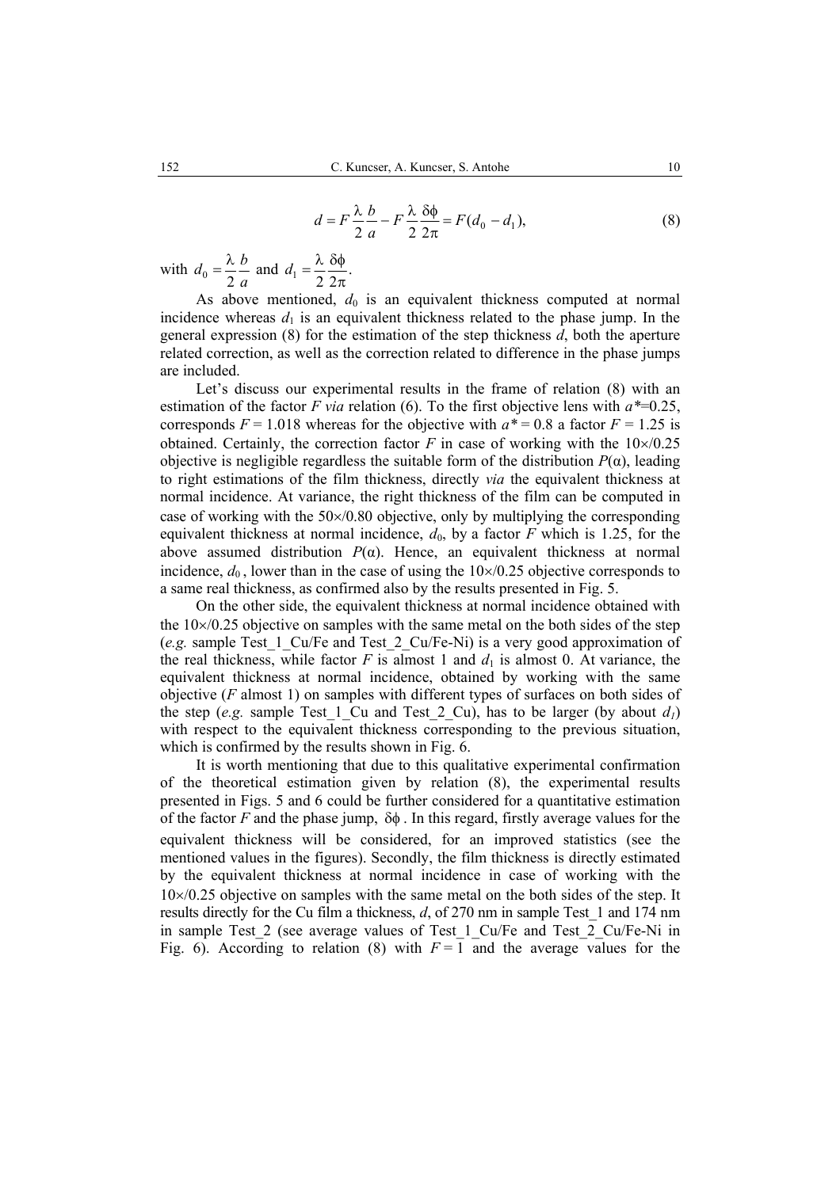$$d = F\frac{\lambda}{2}\frac{b}{a} - F\frac{\lambda}{2}\frac{\delta\phi}{2\pi} = F(d_0 - d_1), \tag{8}$$

with $d_0 = \frac{\lambda}{2}\frac{b}{a}$ and $d_1 = \frac{\lambda}{2}\frac{\delta\phi}{2\pi}$.

As above mentioned, $d_0$ is an equivalent thickness computed at normal incidence whereas $d_1$ is an equivalent thickness related to the phase jump. In the general expression (8) for the estimation of the step thickness $d$, both the aperture related correction, as well as the correction related to difference in the phase jumps are included.

Let's discuss our experimental results in the frame of relation (8) with an estimation of the factor $F$ *via* relation (6). To the first objective lens with $a^*$=0.25, corresponds $F$ = 1.018 whereas for the objective with $a^*$ = 0.8 a factor $F$ = 1.25 is obtained. Certainly, the correction factor $F$ in case of working with the 10×/0.25 objective is negligible regardless the suitable form of the distribution $P(\alpha)$, leading to right estimations of the film thickness, directly *via* the equivalent thickness at normal incidence. At variance, the right thickness of the film can be computed in case of working with the 50×/0.80 objective, only by multiplying the corresponding equivalent thickness at normal incidence, $d_0$, by a factor $F$ which is 1.25, for the above assumed distribution $P(\alpha)$. Hence, an equivalent thickness at normal incidence, $d_0$, lower than in the case of using the 10×/0.25 objective corresponds to a same real thickness, as confirmed also by the results presented in Fig. 5.

On the other side, the equivalent thickness at normal incidence obtained with the 10×/0.25 objective on samples with the same metal on the both sides of the step (*e.g.* sample Test_1_Cu/Fe and Test_2_Cu/Fe-Ni) is a very good approximation of the real thickness, while factor $F$ is almost 1 and $d_1$ is almost 0. At variance, the equivalent thickness at normal incidence, obtained by working with the same objective ($F$ almost 1) on samples with different types of surfaces on both sides of the step (*e.g.* sample Test_1_Cu and Test_2_Cu), has to be larger (by about $d_1$) with respect to the equivalent thickness corresponding to the previous situation, which is confirmed by the results shown in Fig. 6.

It is worth mentioning that due to this qualitative experimental confirmation of the theoretical estimation given by relation (8), the experimental results presented in Figs. 5 and 6 could be further considered for a quantitative estimation of the factor $F$ and the phase jump, $\delta\phi$. In this regard, firstly average values for the equivalent thickness will be considered, for an improved statistics (see the mentioned values in the figures). Secondly, the film thickness is directly estimated by the equivalent thickness at normal incidence in case of working with the 10×/0.25 objective on samples with the same metal on the both sides of the step. It results directly for the Cu film a thickness, $d$, of 270 nm in sample Test_1 and 174 nm in sample Test_2 (see average values of Test_1_Cu/Fe and Test_2_Cu/Fe-Ni in Fig. 6). According to relation (8) with $F = 1$ and the average values for the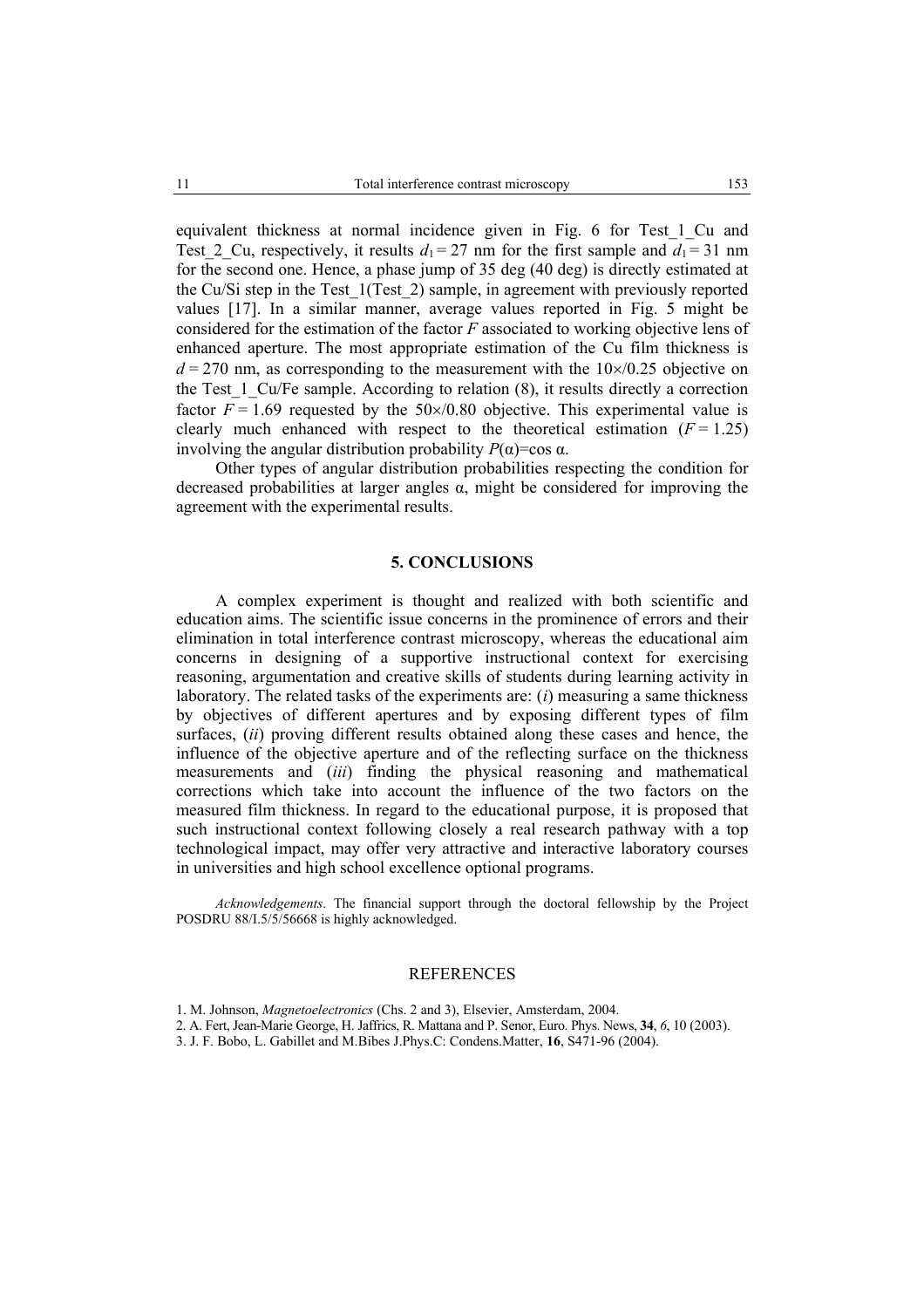equivalent thickness at normal incidence given in Fig. 6 for Test_1_Cu and Test_2_Cu, respectively, it results $d_1 = 27$ nm for the first sample and $d_1 = 31$ nm for the second one. Hence, a phase jump of 35 deg (40 deg) is directly estimated at the Cu/Si step in the Test_1(Test_2) sample, in agreement with previously reported values [17]. In a similar manner, average values reported in Fig. 5 might be considered for the estimation of the factor $F$ associated to working objective lens of enhanced aperture. The most appropriate estimation of the Cu film thickness is $d = 270$ nm, as corresponding to the measurement with the $10\times/0.25$ objective on the Test_1_Cu/Fe sample. According to relation (8), it results directly a correction factor $F = 1.69$ requested by the $50\times/0.80$ objective. This experimental value is clearly much enhanced with respect to the theoretical estimation ($F = 1.25$) involving the angular distribution probability $P(\alpha)=\cos\alpha$.

Other types of angular distribution probabilities respecting the condition for decreased probabilities at larger angles α, might be considered for improving the agreement with the experimental results.

## 5. CONCLUSIONS

A complex experiment is thought and realized with both scientific and education aims. The scientific issue concerns in the prominence of errors and their elimination in total interference contrast microscopy, whereas the educational aim concerns in designing of a supportive instructional context for exercising reasoning, argumentation and creative skills of students during learning activity in laboratory. The related tasks of the experiments are: (*i*) measuring a same thickness by objectives of different apertures and by exposing different types of film surfaces, (*ii*) proving different results obtained along these cases and hence, the influence of the objective aperture and of the reflecting surface on the thickness measurements and (*iii*) finding the physical reasoning and mathematical corrections which take into account the influence of the two factors on the measured film thickness. In regard to the educational purpose, it is proposed that such instructional context following closely a real research pathway with a top technological impact, may offer very attractive and interactive laboratory courses in universities and high school excellence optional programs.

*Acknowledgements*. The financial support through the doctoral fellowship by the Project POSDRU 88/I.5/5/56668 is highly acknowledged.

## REFERENCES

1. M. Johnson, *Magnetoelectronics* (Chs. 2 and 3), Elsevier, Amsterdam, 2004.
2. A. Fert, Jean-Marie George, H. Jaffrics, R. Mattana and P. Senor, Euro. Phys. News, **34**, *6*, 10 (2003).
3. J. F. Bobo, L. Gabillet and M.Bibes J.Phys.C: Condens.Matter, **16**, S471-96 (2004).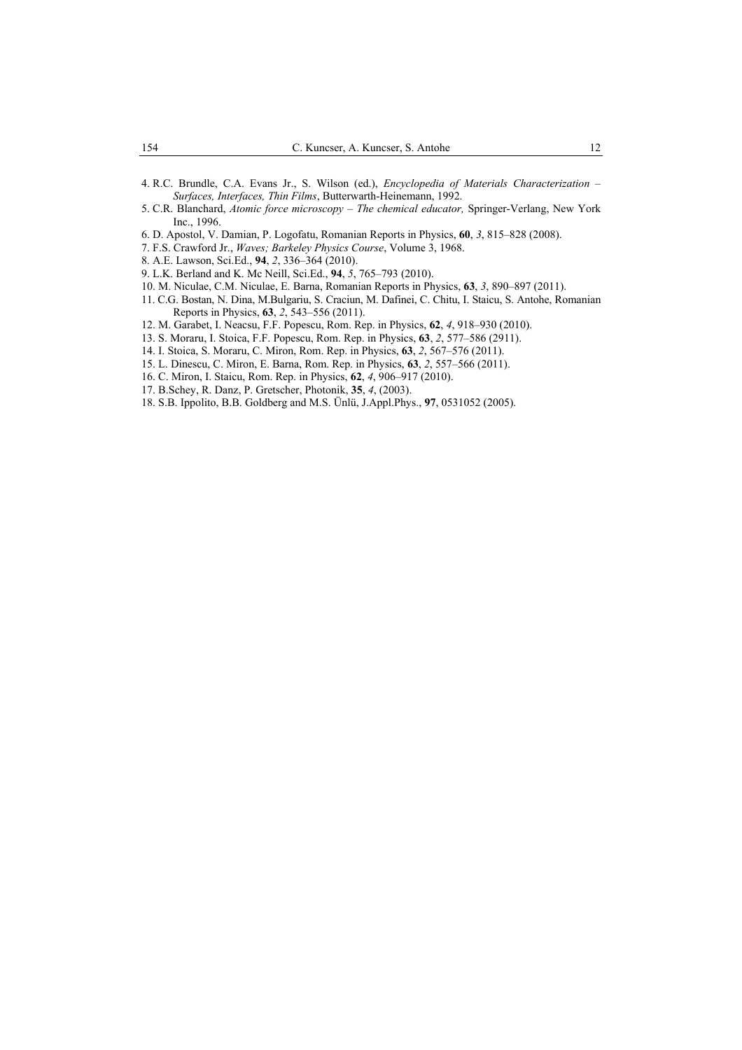4. R.C. Brundle, C.A. Evans Jr., S. Wilson (ed.), *Encyclopedia of Materials Characterization – Surfaces, Interfaces, Thin Films*, Butterworth-Heinemann, 1992.
5. C.R. Blanchard, *Atomic force microscopy – The chemical educator,* Springer-Verlang, New York Inc., 1996.
6. D. Apostol, V. Damian, P. Logofatu, Romanian Reports in Physics, **60**, *3*, 815–828 (2008).
7. F.S. Crawford Jr., *Waves; Barkeley Physics Course*, Volume 3, 1968.
8. A.E. Lawson, Sci.Ed., **94**, *2*, 336–364 (2010).
9. L.K. Berland and K. Mc Neill, Sci.Ed., **94**, *5*, 765–793 (2010).
10. M. Niculae, C.M. Niculae, E. Barna, Romanian Reports in Physics, **63**, *3*, 890–897 (2011).
11. C.G. Bostan, N. Dina, M.Bulgariu, S. Craciun, M. Dafinei, C. Chitu, I. Staicu, S. Antohe, Romanian Reports in Physics, **63**, *2*, 543–556 (2011).
12. M. Garabet, I. Neacsu, F.F. Popescu, Rom. Rep. in Physics, **62**, *4*, 918–930 (2010).
13. S. Moraru, I. Stoica, F.F. Popescu, Rom. Rep. in Physics, **63**, *2*, 577–586 (2911).
14. I. Stoica, S. Moraru, C. Miron, Rom. Rep. in Physics, **63**, *2*, 567–576 (2011).
15. L. Dinescu, C. Miron, E. Barna, Rom. Rep. in Physics, **63**, *2*, 557–566 (2011).
16. C. Miron, I. Staicu, Rom. Rep. in Physics, **62**, *4*, 906–917 (2010).
17. B.Schey, R. Danz, P. Gretscher, Photonik, **35**, *4*, (2003).
18. S.B. Ippolito, B.B. Goldberg and M.S. Ünlü, J.Appl.Phys., **97**, 0531052 (2005).